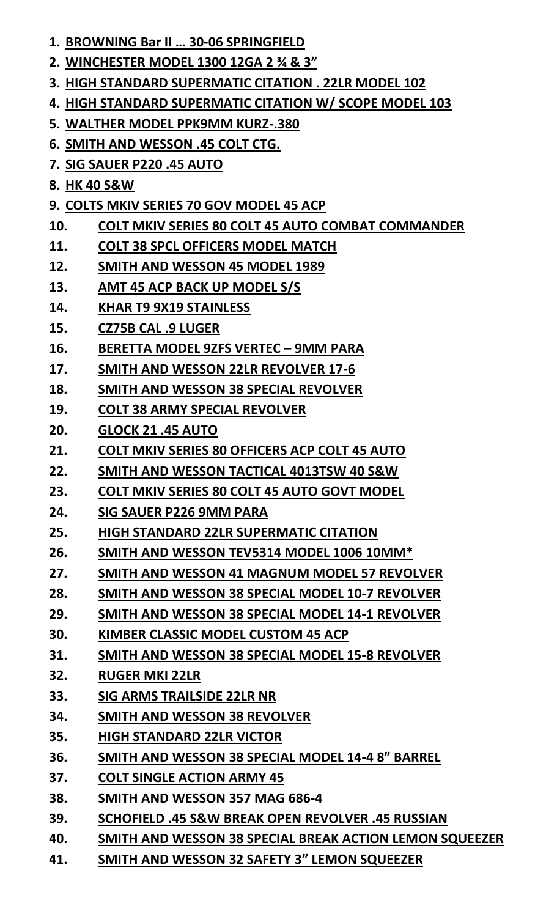1. **BROWNING Bar II … 30-06 SPRINGFIELD**
2. **WINCHESTER MODEL 1300 12GA 2 ¾ & 3"**
3. **HIGH STANDARD SUPERMATIC CITATION . 22LR MODEL 102**
4. **HIGH STANDARD SUPERMATIC CITATION W/ SCOPE MODEL 103**
5. **WALTHER MODEL PPK9MM KURZ-.380**
6. **SMITH AND WESSON .45 COLT CTG.**
7. **SIG SAUER P220 .45 AUTO**
8. **HK 40 S&W**
9. **COLTS MKIV SERIES 70 GOV MODEL 45 ACP**
10. **COLT MKIV SERIES 80 COLT 45 AUTO COMBAT COMMANDER**
11. **COLT 38 SPCL OFFICERS MODEL MATCH**
12. **SMITH AND WESSON 45 MODEL 1989**
13. **AMT 45 ACP BACK UP MODEL S/S**
14. **KHAR T9 9X19 STAINLESS**
15. **CZ75B CAL .9 LUGER**
16. **BERETTA MODEL 9ZFS VERTEC – 9MM PARA**
17. **SMITH AND WESSON 22LR REVOLVER 17-6**
18. **SMITH AND WESSON 38 SPECIAL REVOLVER**
19. **COLT 38 ARMY SPECIAL REVOLVER**
20. **GLOCK 21 .45 AUTO**
21. **COLT MKIV SERIES 80 OFFICERS ACP COLT 45 AUTO**
22. **SMITH AND WESSON TACTICAL 4013TSW 40 S&W**
23. **COLT MKIV SERIES 80 COLT 45 AUTO GOVT MODEL**
24. **SIG SAUER P226 9MM PARA**
25. **HIGH STANDARD 22LR SUPERMATIC CITATION**
26. **SMITH AND WESSON TEV5314 MODEL 1006 10MM***
27. **SMITH AND WESSON 41 MAGNUM MODEL 57 REVOLVER**
28. **SMITH AND WESSON 38 SPECIAL MODEL 10-7 REVOLVER**
29. **SMITH AND WESSON 38 SPECIAL MODEL 14-1 REVOLVER**
30. **KIMBER CLASSIC MODEL CUSTOM 45 ACP**
31. **SMITH AND WESSON 38 SPECIAL MODEL 15-8 REVOLVER**
32. **RUGER MKI 22LR**
33. **SIG ARMS TRAILSIDE 22LR NR**
34. **SMITH AND WESSON 38 REVOLVER**
35. **HIGH STANDARD 22LR VICTOR**
36. **SMITH AND WESSON 38 SPECIAL MODEL 14-4 8" BARREL**
37. **COLT SINGLE ACTION ARMY 45**
38. **SMITH AND WESSON 357 MAG 686-4**
39. **SCHOFIELD .45 S&W BREAK OPEN REVOLVER .45 RUSSIAN**
40. **SMITH AND WESSON 38 SPECIAL BREAK ACTION LEMON SQUEEZER**
41. **SMITH AND WESSON 32 SAFETY 3" LEMON SQUEEZER**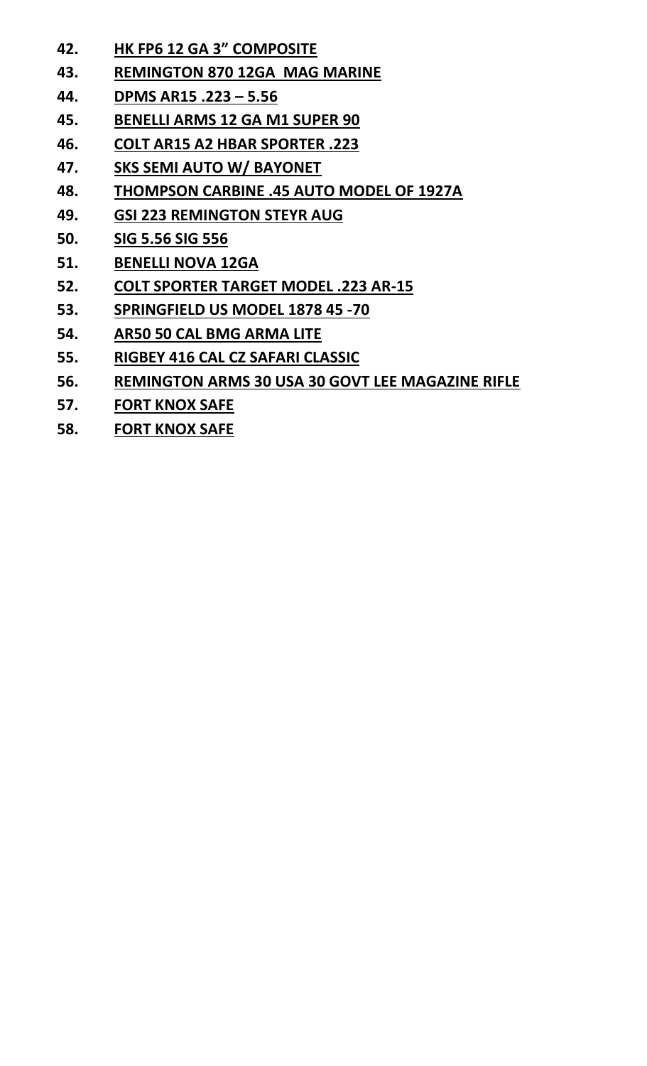42. **<u>HK FP6 12 GA 3" COMPOSITE</u>**
43. **<u>REMINGTON 870 12GA MAG MARINE</u>**
44. **<u>DPMS AR15 .223 – 5.56</u>**
45. **<u>BENELLI ARMS 12 GA M1 SUPER 90</u>**
46. **<u>COLT AR15 A2 HBAR SPORTER .223</u>**
47. **<u>SKS SEMI AUTO W/ BAYONET</u>**
48. **<u>THOMPSON CARBINE .45 AUTO MODEL OF 1927A</u>**
49. **<u>GSI 223 REMINGTON STEYR AUG</u>**
50. **<u>SIG 5.56 SIG 556</u>**
51. **<u>BENELLI NOVA 12GA</u>**
52. **<u>COLT SPORTER TARGET MODEL .223 AR-15</u>**
53. **<u>SPRINGFIELD US MODEL 1878 45 -70</u>**
54. **<u>AR50 50 CAL BMG ARMA LITE</u>**
55. **<u>RIGBEY 416 CAL CZ SAFARI CLASSIC</u>**
56. **<u>REMINGTON ARMS 30 USA 30 GOVT LEE MAGAZINE RIFLE</u>**
57. **<u>FORT KNOX SAFE</u>**
58. **<u>FORT KNOX SAFE</u>**